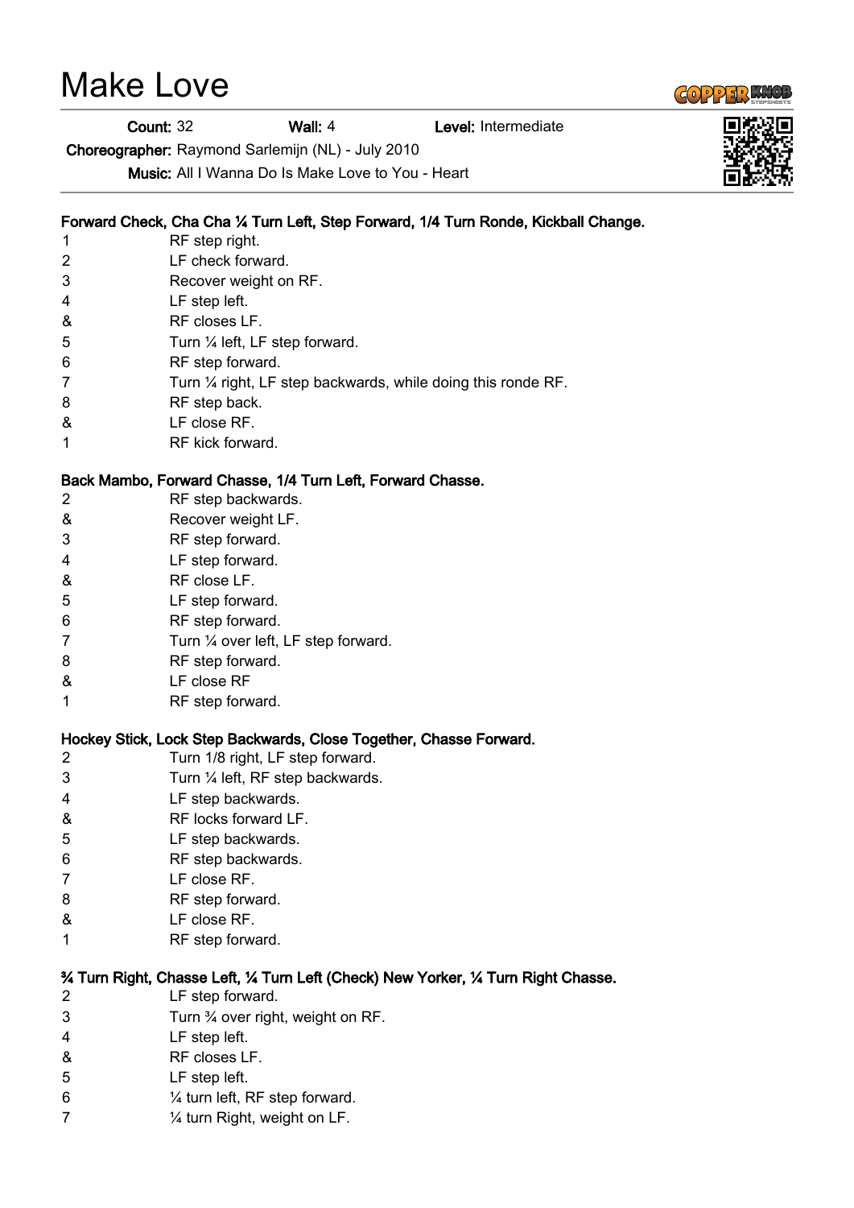# Make Love

**Count:** 32 **Wall:** 4 **Level:** Intermediate

**Choreographer:** Raymond Sarlemijn (NL) - July 2010

**Music:** All I Wanna Do Is Make Love to You - Heart

**Forward Check, Cha Cha ¼ Turn Left, Step Forward, 1/4 Turn Ronde, Kickball Change.**

| | |
|---|---|
| 1 | RF step right. |
| 2 | LF check forward. |
| 3 | Recover weight on RF. |
| 4 | LF step left. |
| & | RF closes LF. |
| 5 | Turn ¼ left, LF step forward. |
| 6 | RF step forward. |
| 7 | Turn ¼ right, LF step backwards, while doing this ronde RF. |
| 8 | RF step back. |
| & | LF close RF. |
| 1 | RF kick forward. |

**Back Mambo, Forward Chasse, 1/4 Turn Left, Forward Chasse.**

| | |
|---|---|
| 2 | RF step backwards. |
| & | Recover weight LF. |
| 3 | RF step forward. |
| 4 | LF step forward. |
| & | RF close LF. |
| 5 | LF step forward. |
| 6 | RF step forward. |
| 7 | Turn ¼ over left, LF step forward. |
| 8 | RF step forward. |
| & | LF close RF |
| 1 | RF step forward. |

**Hockey Stick, Lock Step Backwards, Close Together, Chasse Forward.**

| | |
|---|---|
| 2 | Turn 1/8 right, LF step forward. |
| 3 | Turn ¼ left, RF step backwards. |
| 4 | LF step backwards. |
| & | RF locks forward LF. |
| 5 | LF step backwards. |
| 6 | RF step backwards. |
| 7 | LF close RF. |
| 8 | RF step forward. |
| & | LF close RF. |
| 1 | RF step forward. |

**¾ Turn Right, Chasse Left, ¼ Turn Left (Check) New Yorker, ¼ Turn Right Chasse.**

| | |
|---|---|
| 2 | LF step forward. |
| 3 | Turn ¾ over right, weight on RF. |
| 4 | LF step left. |
| & | RF closes LF. |
| 5 | LF step left. |
| 6 | ¼ turn left, RF step forward. |
| 7 | ¼ turn Right, weight on LF. |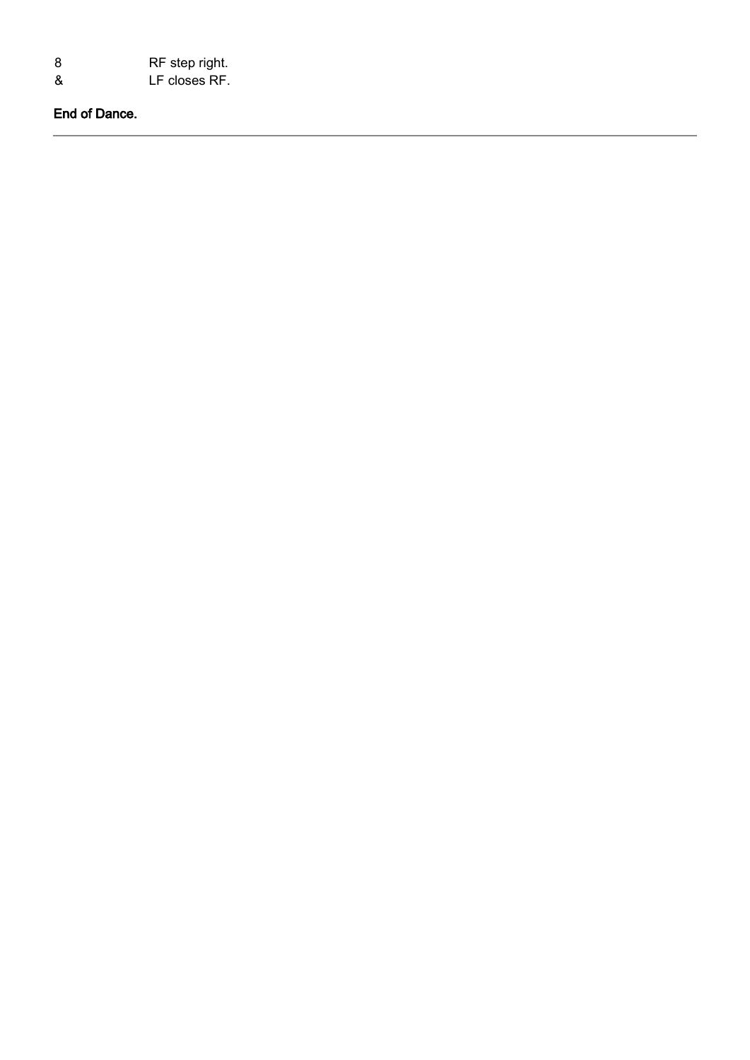| | |
|---|---|
| 8 | RF step right. |
| & | LF closes RF. |

**End of Dance.**

---